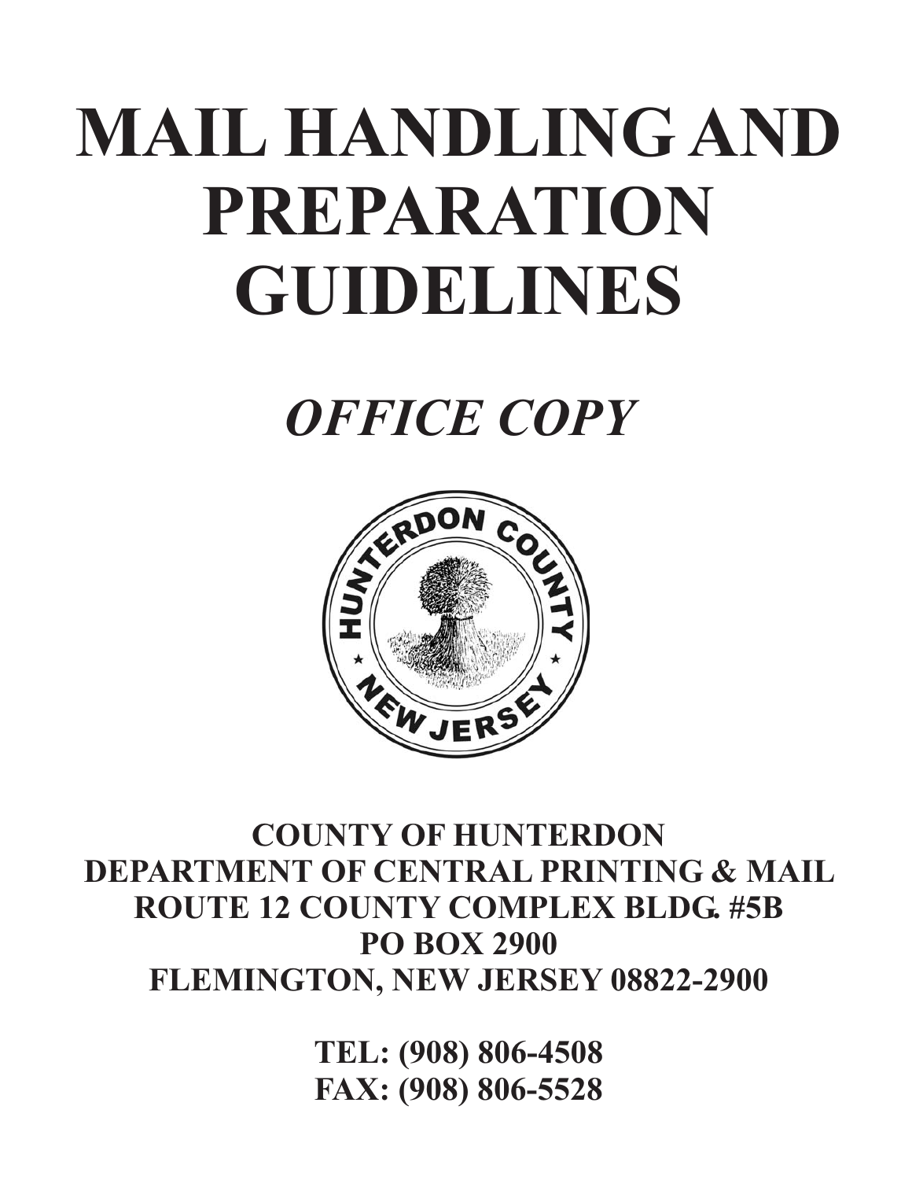# MAIL HANDLING AND PREPARATION GUIDELINES

## *OFFICE COPY*

**COUNTY OF HUNTERDON**
**DEPARTMENT OF CENTRAL PRINTING & MAIL**
**ROUTE 12 COUNTY COMPLEX BLDG. #5B**
**PO BOX 2900**
**FLEMINGTON, NEW JERSEY 08822-2900**

**TEL: (908) 806-4508**
**FAX: (908) 806-5528**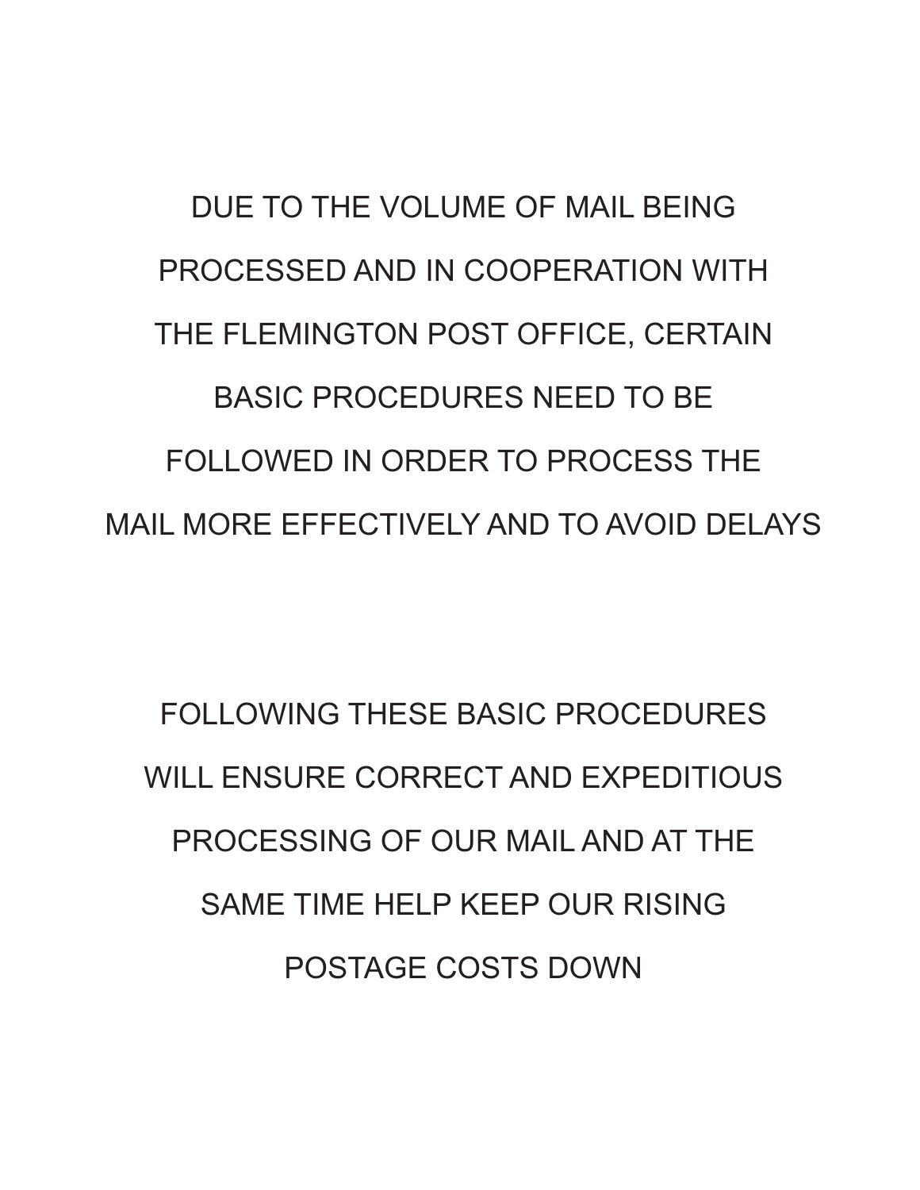DUE TO THE VOLUME OF MAIL BEING PROCESSED AND IN COOPERATION WITH THE FLEMINGTON POST OFFICE, CERTAIN BASIC PROCEDURES NEED TO BE FOLLOWED IN ORDER TO PROCESS THE MAIL MORE EFFECTIVELY AND TO AVOID DELAYS

FOLLOWING THESE BASIC PROCEDURES WILL ENSURE CORRECT AND EXPEDITIOUS PROCESSING OF OUR MAIL AND AT THE SAME TIME HELP KEEP OUR RISING POSTAGE COSTS DOWN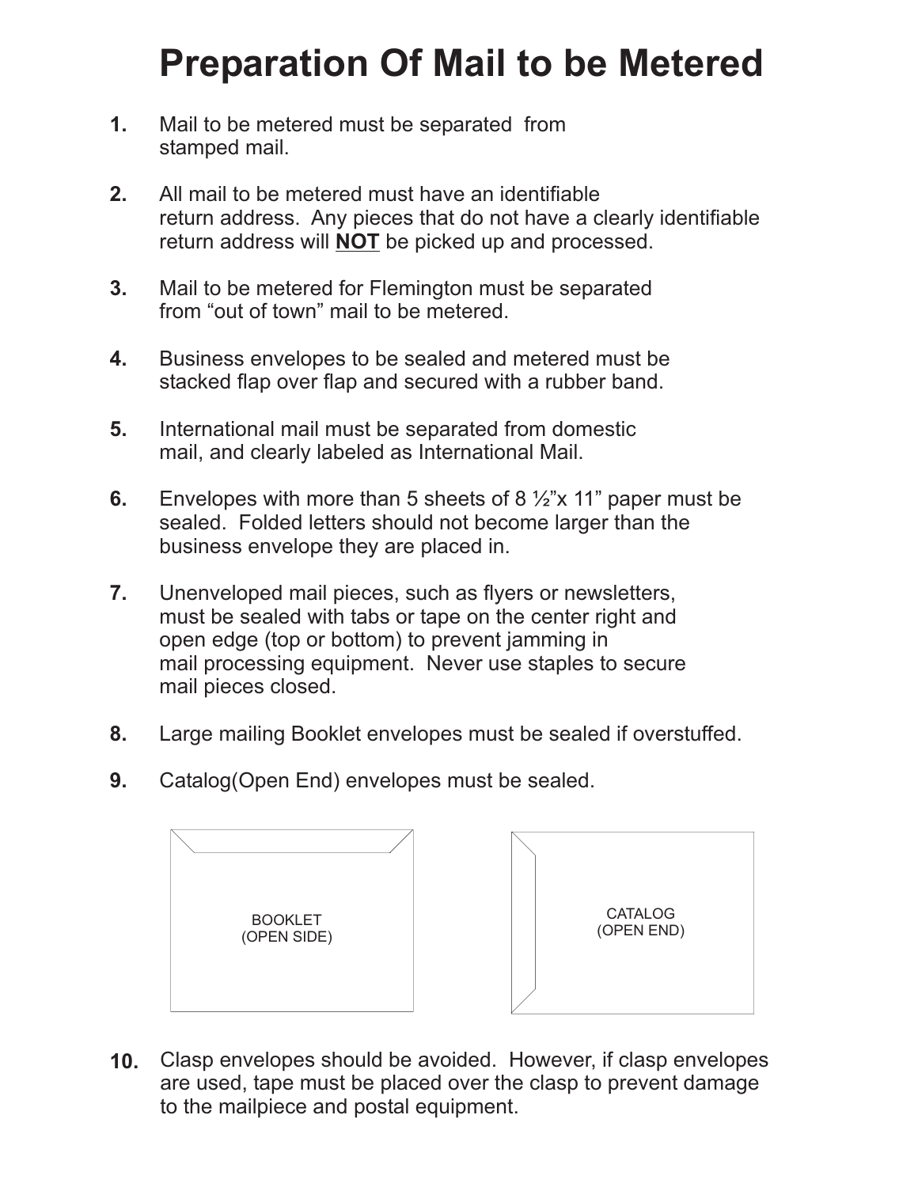# Preparation Of Mail to be Metered

1. Mail to be metered must be separated from stamped mail.

2. All mail to be metered must have an identifiable return address. Any pieces that do not have a clearly identifiable return address will **NOT** be picked up and processed.

3. Mail to be metered for Flemington must be separated from "out of town" mail to be metered.

4. Business envelopes to be sealed and metered must be stacked flap over flap and secured with a rubber band.

5. International mail must be separated from domestic mail, and clearly labeled as International Mail.

6. Envelopes with more than 5 sheets of 8 ½"x 11" paper must be sealed. Folded letters should not become larger than the business envelope they are placed in.

7. Unenveloped mail pieces, such as flyers or newsletters, must be sealed with tabs or tape on the center right and open edge (top or bottom) to prevent jamming in mail processing equipment. Never use staples to secure mail pieces closed.

8. Large mailing Booklet envelopes must be sealed if overstuffed.

9. Catalog(Open End) envelopes must be sealed.

BOOKLET
(OPEN SIDE)

CATALOG
(OPEN END)

10. Clasp envelopes should be avoided. However, if clasp envelopes are used, tape must be placed over the clasp to prevent damage to the mailpiece and postal equipment.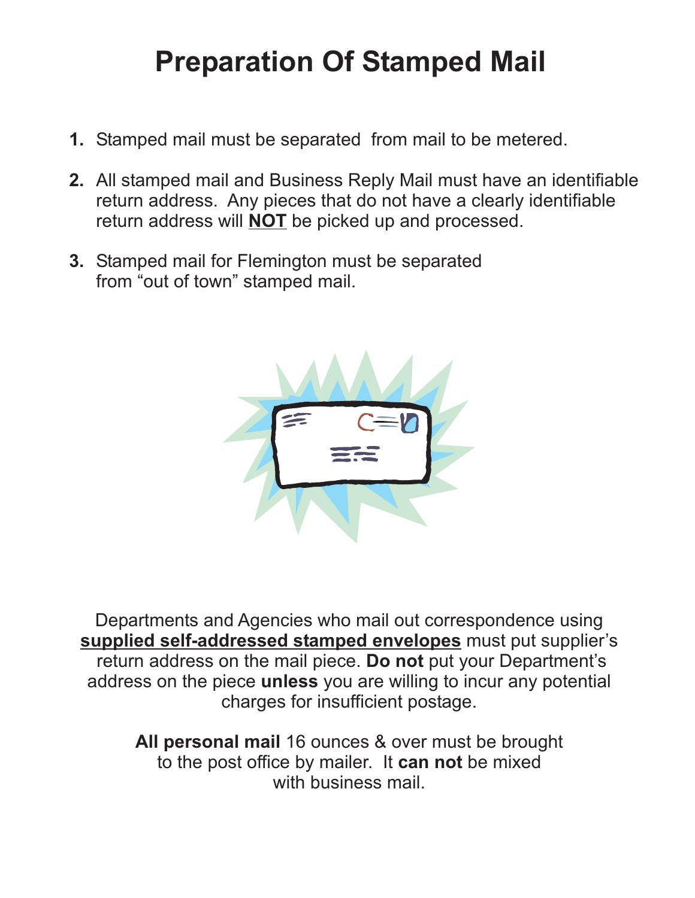# Preparation Of Stamped Mail

1. Stamped mail must be separated from mail to be metered.
2. All stamped mail and Business Reply Mail must have an identifiable return address. Any pieces that do not have a clearly identifiable return address will **NOT** be picked up and processed.
3. Stamped mail for Flemington must be separated from "out of town" stamped mail.

Departments and Agencies who mail out correspondence using **supplied self-addressed stamped envelopes** must put supplier's return address on the mail piece. **Do not** put your Department's address on the piece **unless** you are willing to incur any potential charges for insufficient postage.

**All personal mail** 16 ounces & over must be brought to the post office by mailer. It **can not** be mixed with business mail.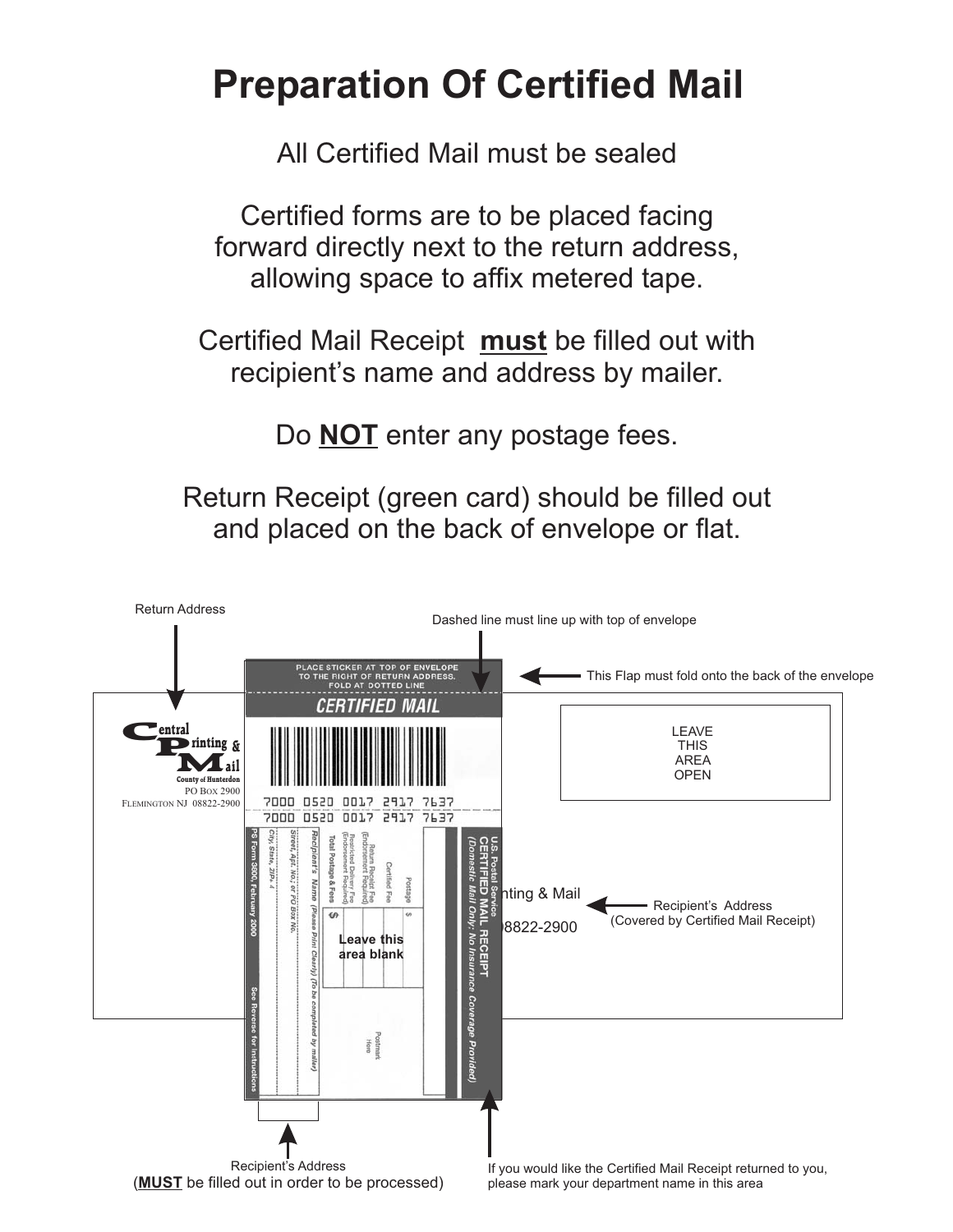# Preparation Of Certified Mail

All Certified Mail must be sealed

Certified forms are to be placed facing forward directly next to the return address, allowing space to affix metered tape.

Certified Mail Receipt **must** be filled out with recipient's name and address by mailer.

Do **NOT** enter any postage fees.

Return Receipt (green card) should be filled out and placed on the back of envelope or flat.

Return Address

Dashed line must line up with top of envelope

This Flap must fold onto the back of the envelope

PLACE STICKER AT TOP OF ENVELOPE TO THE RIGHT OF RETURN ADDRESS. FOLD AT DOTTED LINE

CERTIFIED MAIL

Central Printing & Mail
County of Hunterdon
PO Box 2900
Flemington NJ 08822-2900

LEAVE THIS AREA OPEN

7000 0520 0017 2917 7637

7000 0520 0017 2917 7637

U.S. Postal Service
CERTIFIED MAIL RECEIPT
(Domestic Mail Only; No Insurance Coverage Provided)

Postage $
Certified Fee
Return Receipt Fee (Endorsement Required)
Restricted Delivery Fee (Endorsement Required)
Total Postage & Fees $

Leave this area blank

Postmark Here

Recipient's Name (Please Print Clearly) (To be completed by mailer)
Street, Apt. No.; or PO Box No.
City, State, ZIP+ 4

PS Form 3800, February 2000 See Reverse for Instructions

Recipient's Address (Covered by Certified Mail Receipt)

Recipient's Address (**MUST** be filled out in order to be processed)

If you would like the Certified Mail Receipt returned to you, please mark your department name in this area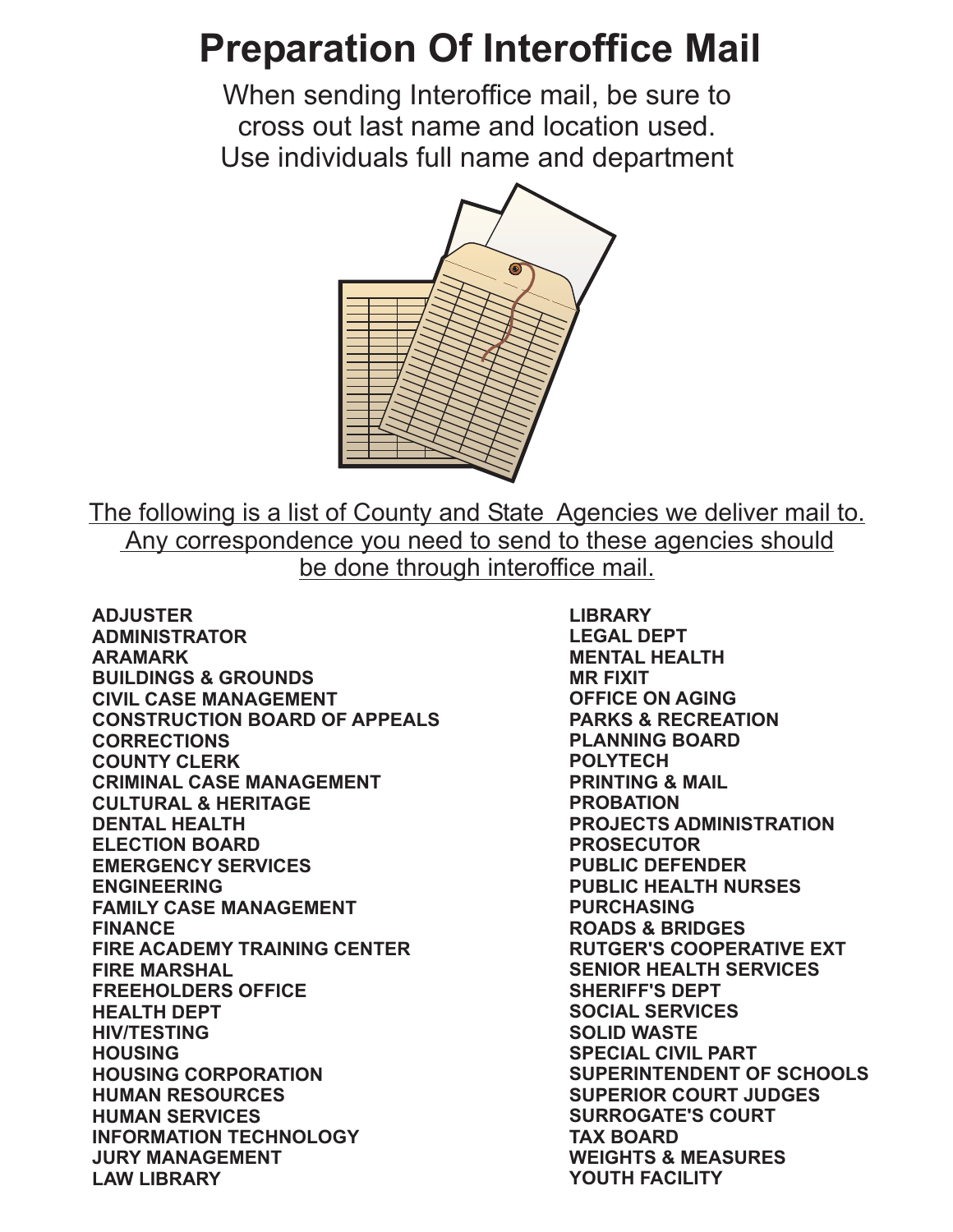# Preparation Of Interoffice Mail

When sending Interoffice mail, be sure to cross out last name and location used. Use individuals full name and department

The following is a list of County and State Agencies we deliver mail to. Any correspondence you need to send to these agencies should be done through interoffice mail.

**ADJUSTER**
**ADMINISTRATOR**
**ARAMARK**
**BUILDINGS & GROUNDS**
**CIVIL CASE MANAGEMENT**
**CONSTRUCTION BOARD OF APPEALS**
**CORRECTIONS**
**COUNTY CLERK**
**CRIMINAL CASE MANAGEMENT**
**CULTURAL & HERITAGE**
**DENTAL HEALTH**
**ELECTION BOARD**
**EMERGENCY SERVICES**
**ENGINEERING**
**FAMILY CASE MANAGEMENT**
**FINANCE**
**FIRE ACADEMY TRAINING CENTER**
**FIRE MARSHAL**
**FREEHOLDERS OFFICE**
**HEALTH DEPT**
**HIV/TESTING**
**HOUSING**
**HOUSING CORPORATION**
**HUMAN RESOURCES**
**HUMAN SERVICES**
**INFORMATION TECHNOLOGY**
**JURY MANAGEMENT**
**LAW LIBRARY**
**LIBRARY**
**LEGAL DEPT**
**MENTAL HEALTH**
**MR FIXIT**
**OFFICE ON AGING**
**PARKS & RECREATION**
**PLANNING BOARD**
**POLYTECH**
**PRINTING & MAIL**
**PROBATION**
**PROJECTS ADMINISTRATION**
**PROSECUTOR**
**PUBLIC DEFENDER**
**PUBLIC HEALTH NURSES**
**PURCHASING**
**ROADS & BRIDGES**
**RUTGER'S COOPERATIVE EXT**
**SENIOR HEALTH SERVICES**
**SHERIFF'S DEPT**
**SOCIAL SERVICES**
**SOLID WASTE**
**SPECIAL CIVIL PART**
**SUPERINTENDENT OF SCHOOLS**
**SUPERIOR COURT JUDGES**
**SURROGATE'S COURT**
**TAX BOARD**
**WEIGHTS & MEASURES**
**YOUTH FACILITY**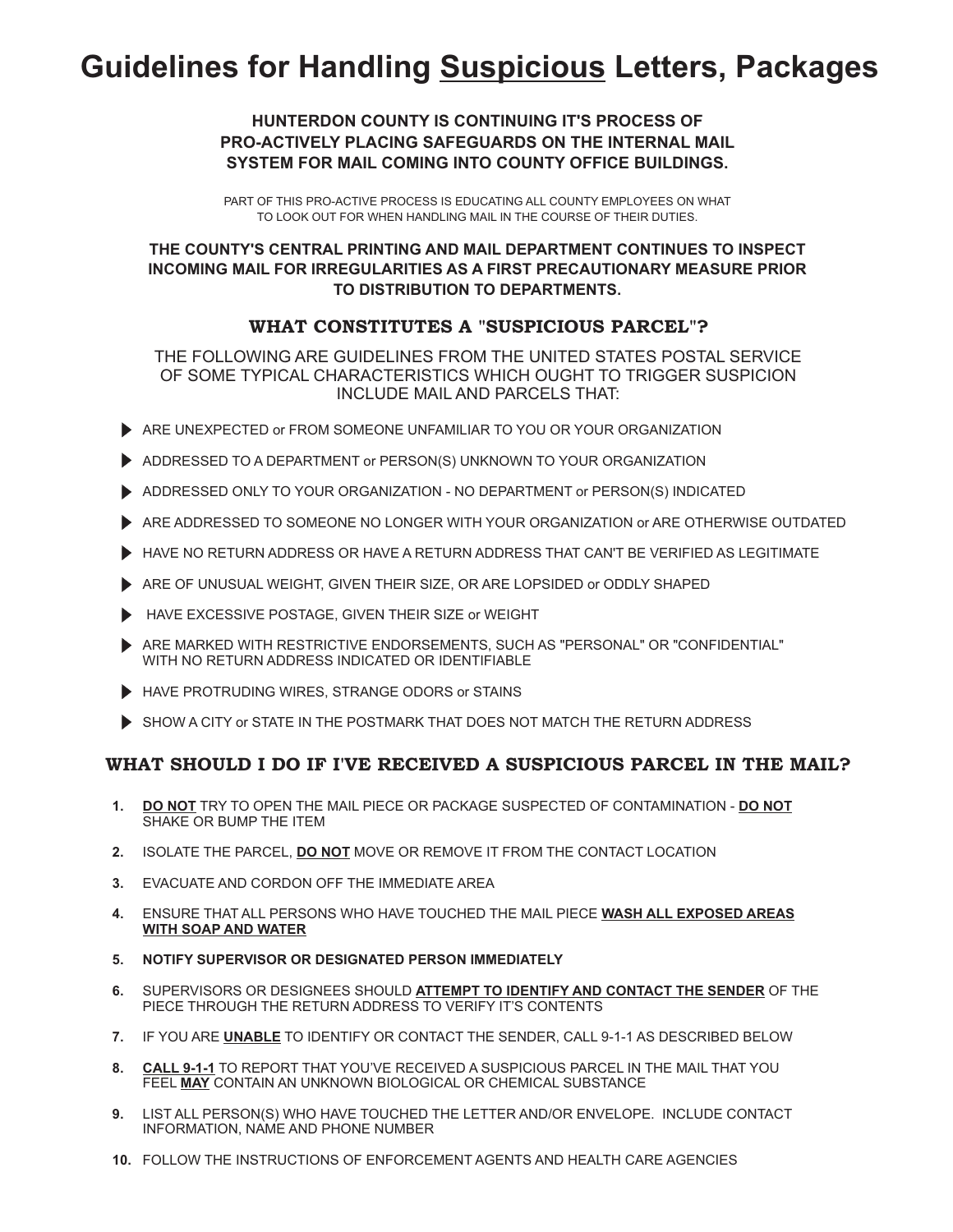# Guidelines for Handling <u>Suspicious</u> Letters, Packages

**HUNTERDON COUNTY IS CONTINUING IT'S PROCESS OF PRO-ACTIVELY PLACING SAFEGUARDS ON THE INTERNAL MAIL SYSTEM FOR MAIL COMING INTO COUNTY OFFICE BUILDINGS.**

PART OF THIS PRO-ACTIVE PROCESS IS EDUCATING ALL COUNTY EMPLOYEES ON WHAT TO LOOK OUT FOR WHEN HANDLING MAIL IN THE COURSE OF THEIR DUTIES.

**THE COUNTY'S CENTRAL PRINTING AND MAIL DEPARTMENT CONTINUES TO INSPECT INCOMING MAIL FOR IRREGULARITIES AS A FIRST PRECAUTIONARY MEASURE PRIOR TO DISTRIBUTION TO DEPARTMENTS.**

## WHAT CONSTITUTES A "SUSPICIOUS PARCEL"?

THE FOLLOWING ARE GUIDELINES FROM THE UNITED STATES POSTAL SERVICE OF SOME TYPICAL CHARACTERISTICS WHICH OUGHT TO TRIGGER SUSPICION INCLUDE MAIL AND PARCELS THAT:

- ARE UNEXPECTED or FROM SOMEONE UNFAMILIAR TO YOU OR YOUR ORGANIZATION
- ADDRESSED TO A DEPARTMENT or PERSON(S) UNKNOWN TO YOUR ORGANIZATION
- ADDRESSED ONLY TO YOUR ORGANIZATION - NO DEPARTMENT or PERSON(S) INDICATED
- ARE ADDRESSED TO SOMEONE NO LONGER WITH YOUR ORGANIZATION or ARE OTHERWISE OUTDATED
- HAVE NO RETURN ADDRESS OR HAVE A RETURN ADDRESS THAT CAN'T BE VERIFIED AS LEGITIMATE
- ARE OF UNUSUAL WEIGHT, GIVEN THEIR SIZE, OR ARE LOPSIDED or ODDLY SHAPED
- HAVE EXCESSIVE POSTAGE, GIVEN THEIR SIZE or WEIGHT
- ARE MARKED WITH RESTRICTIVE ENDORSEMENTS, SUCH AS "PERSONAL" OR "CONFIDENTIAL" WITH NO RETURN ADDRESS INDICATED OR IDENTIFIABLE
- HAVE PROTRUDING WIRES, STRANGE ODORS or STAINS
- SHOW A CITY or STATE IN THE POSTMARK THAT DOES NOT MATCH THE RETURN ADDRESS

## WHAT SHOULD I DO IF I'VE RECEIVED A SUSPICIOUS PARCEL IN THE MAIL?

1. **<u>DO NOT</u>** TRY TO OPEN THE MAIL PIECE OR PACKAGE SUSPECTED OF CONTAMINATION - **<u>DO NOT</u>** SHAKE OR BUMP THE ITEM
2. ISOLATE THE PARCEL, **<u>DO NOT</u>** MOVE OR REMOVE IT FROM THE CONTACT LOCATION
3. EVACUATE AND CORDON OFF THE IMMEDIATE AREA
4. ENSURE THAT ALL PERSONS WHO HAVE TOUCHED THE MAIL PIECE **<u>WASH ALL EXPOSED AREAS WITH SOAP AND WATER</u>**
5. **NOTIFY SUPERVISOR OR DESIGNATED PERSON IMMEDIATELY**
6. SUPERVISORS OR DESIGNEES SHOULD **<u>ATTEMPT TO IDENTIFY AND CONTACT THE SENDER</u>** OF THE PIECE THROUGH THE RETURN ADDRESS TO VERIFY IT'S CONTENTS
7. IF YOU ARE **<u>UNABLE</u>** TO IDENTIFY OR CONTACT THE SENDER, CALL 9-1-1 AS DESCRIBED BELOW
8. **<u>CALL 9-1-1</u>** TO REPORT THAT YOU'VE RECEIVED A SUSPICIOUS PARCEL IN THE MAIL THAT YOU FEEL **<u>MAY</u>** CONTAIN AN UNKNOWN BIOLOGICAL OR CHEMICAL SUBSTANCE
9. LIST ALL PERSON(S) WHO HAVE TOUCHED THE LETTER AND/OR ENVELOPE. INCLUDE CONTACT INFORMATION, NAME AND PHONE NUMBER
10. FOLLOW THE INSTRUCTIONS OF ENFORCEMENT AGENTS AND HEALTH CARE AGENCIES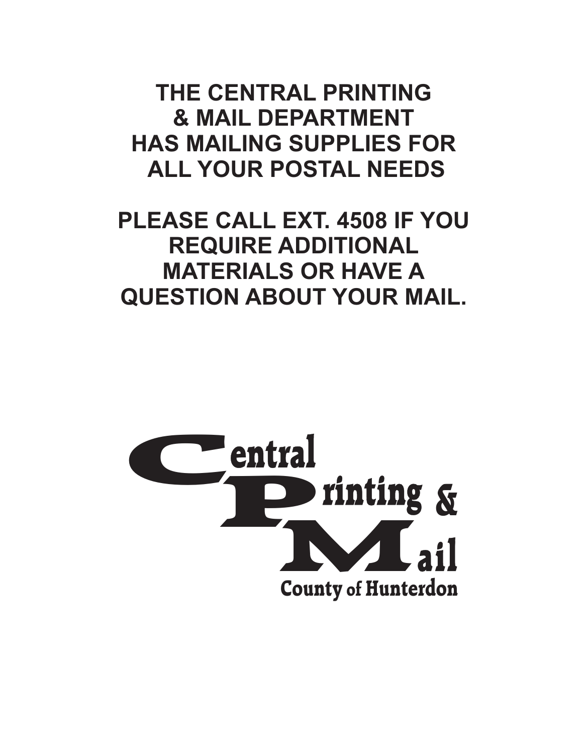**THE CENTRAL PRINTING & MAIL DEPARTMENT HAS MAILING SUPPLIES FOR ALL YOUR POSTAL NEEDS**

**PLEASE CALL EXT. 4508 IF YOU REQUIRE ADDITIONAL MATERIALS OR HAVE A QUESTION ABOUT YOUR MAIL.**

Central Printing & Mail

County of Hunterdon